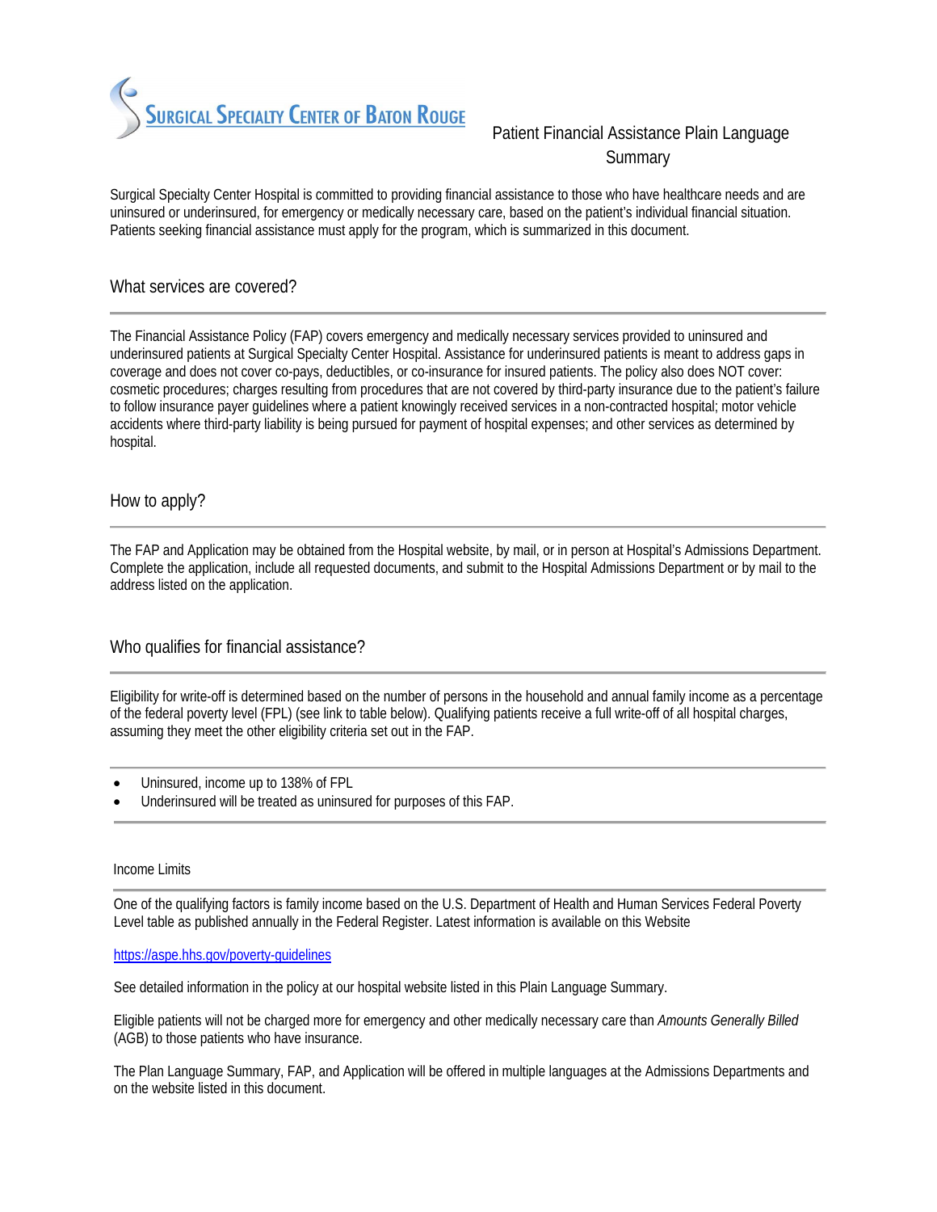# Surgical Specialty Center of Baton Rouge

## Patient Financial Assistance Plain Language Summary

Surgical Specialty Center Hospital is committed to providing financial assistance to those who have healthcare needs and are uninsured or underinsured, for emergency or medically necessary care, based on the patient's individual financial situation. Patients seeking financial assistance must apply for the program, which is summarized in this document.

### What services are covered?

The Financial Assistance Policy (FAP) covers emergency and medically necessary services provided to uninsured and underinsured patients at Surgical Specialty Center Hospital. Assistance for underinsured patients is meant to address gaps in coverage and does not cover co-pays, deductibles, or co-insurance for insured patients. The policy also does NOT cover: cosmetic procedures; charges resulting from procedures that are not covered by third-party insurance due to the patient's failure to follow insurance payer guidelines where a patient knowingly received services in a non-contracted hospital; motor vehicle accidents where third-party liability is being pursued for payment of hospital expenses; and other services as determined by hospital.

### How to apply?

The FAP and Application may be obtained from the Hospital website, by mail, or in person at Hospital's Admissions Department. Complete the application, include all requested documents, and submit to the Hospital Admissions Department or by mail to the address listed on the application.

### Who qualifies for financial assistance?

Eligibility for write-off is determined based on the number of persons in the household and annual family income as a percentage of the federal poverty level (FPL) (see link to table below). Qualifying patients receive a full write-off of all hospital charges, assuming they meet the other eligibility criteria set out in the FAP.

- Uninsured, income up to 138% of FPL
- Underinsured will be treated as uninsured for purposes of this FAP.

#### Income Limits

One of the qualifying factors is family income based on the U.S. Department of Health and Human Services Federal Poverty Level table as published annually in the Federal Register. Latest information is available on this Website

https://aspe.hhs.gov/poverty-guidelines

See detailed information in the policy at our hospital website listed in this Plain Language Summary.

Eligible patients will not be charged more for emergency and other medically necessary care than *Amounts Generally Billed* (AGB) to those patients who have insurance.

The Plan Language Summary, FAP, and Application will be offered in multiple languages at the Admissions Departments and on the website listed in this document.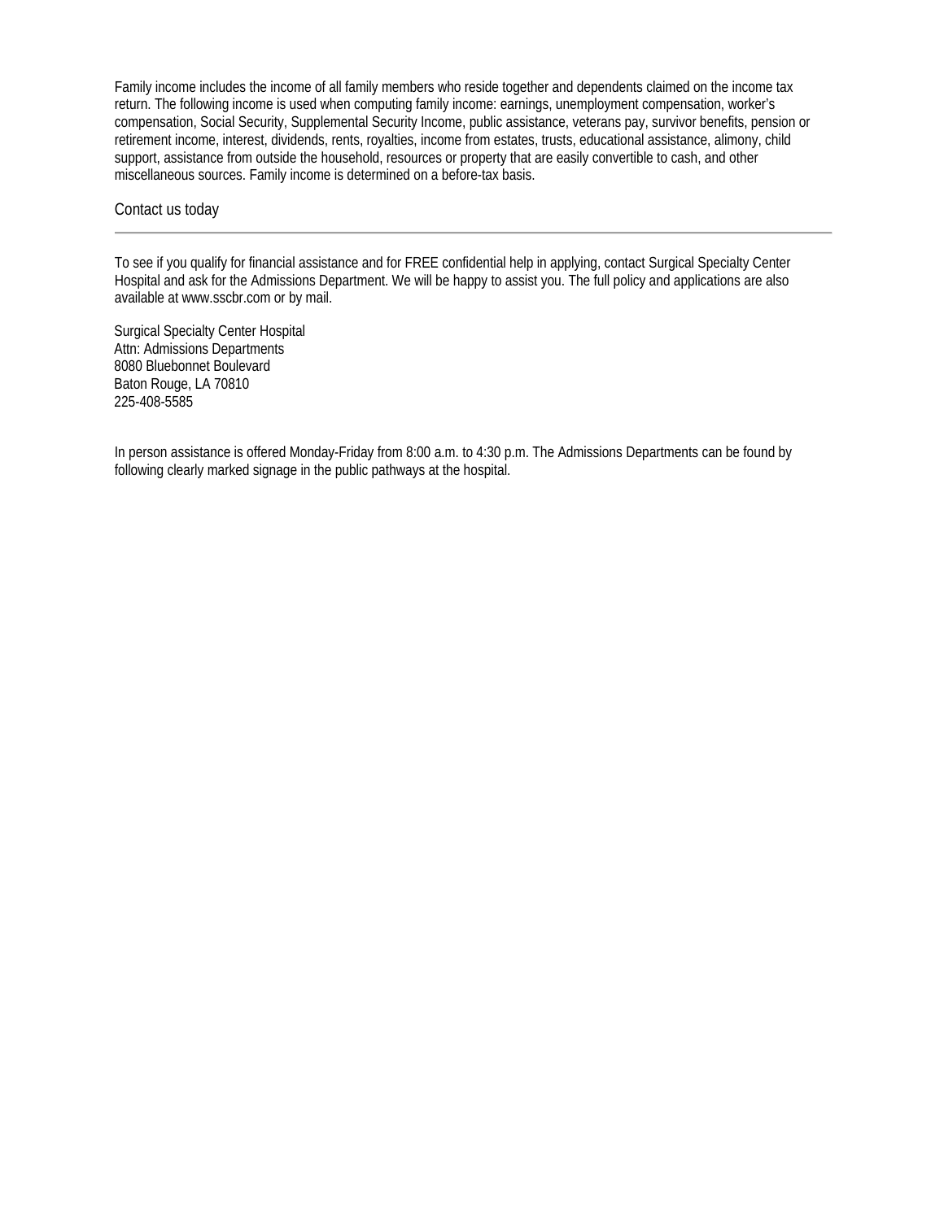Family income includes the income of all family members who reside together and dependents claimed on the income tax return. The following income is used when computing family income: earnings, unemployment compensation, worker's compensation, Social Security, Supplemental Security Income, public assistance, veterans pay, survivor benefits, pension or retirement income, interest, dividends, rents, royalties, income from estates, trusts, educational assistance, alimony, child support, assistance from outside the household, resources or property that are easily convertible to cash, and other miscellaneous sources. Family income is determined on a before-tax basis.

## Contact us today

---

To see if you qualify for financial assistance and for FREE confidential help in applying, contact Surgical Specialty Center Hospital and ask for the Admissions Department. We will be happy to assist you. The full policy and applications are also available at www.sscbr.com or by mail.

Surgical Specialty Center Hospital
Attn: Admissions Departments
8080 Bluebonnet Boulevard
Baton Rouge, LA 70810
225-408-5585

In person assistance is offered Monday-Friday from 8:00 a.m. to 4:30 p.m. The Admissions Departments can be found by following clearly marked signage in the public pathways at the hospital.